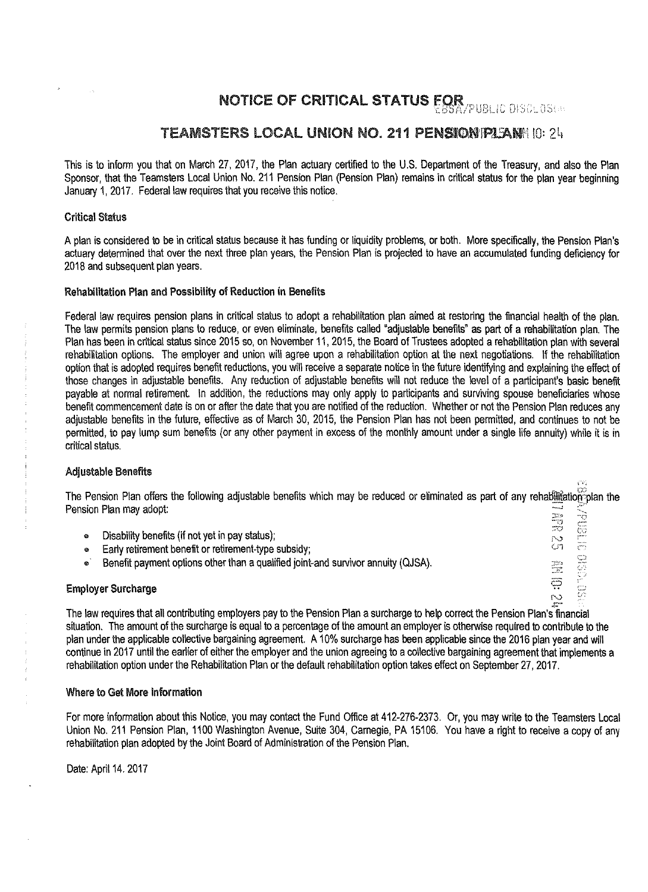# NOTICE OF CRITICAL STATUS FOR

# TEAMSTERS LOCAL UNION NO. 211 PENSION PLAN

This is to inform you that on March 27, 2017, the Plan actuary certified to the U.S. Department of the Treasury, and also the Plan Sponsor, that the Teamsters Local Union No. 211 Pension Plan (Pension Plan) remains in critical status for the plan year beginning January 1, 2017. Federal law requires that you receive this notice.

### Critical Status

A plan is considered to be in critical status because it has funding or liquidity problems, or both. More specifically, the Pension Plan's actuary determined that over the next three plan years, the Pension Plan is projected to have an accumulated funding deficiency for 2018 and subsequent plan years.

### Rehabilitation Plan and Possibility of Reduction in Benefits

Federal law requires pension plans in critical status to adopt a rehabilitation plan aimed at restoring the financial health of the plan. The law permits pension plans to reduce, or even eliminate, benefits called "adjustable benefits" as part of a rehabilitation plan. The Plan has been in critical status since 2015 so, on November 11, 2015, the Board of Trustees adopted a rehabilitation plan with several rehabilitation options. The employer and union will agree upon a rehabilitation option at the next negotiations. If the rehabilitation option that is adopted requires benefit reductions, you will receive a separate notice in the future identifying and explaining the effect of those changes in adjustable benefits. Any reduction of adjustable benefits will not reduce the level of a participant's basic benefit payable at normal retirement. In addition, the reductions may only apply to participants and surviving spouse beneficiaries whose benefit commencement date is on or after the date that you are notified of the reduction. Whether or not the Pension Plan reduces any adjustable benefits in the future, effective as of March 30, 2015, the Pension Plan has not been permitted, and continues to not be permitted, to pay lump sum benefits (or any other payment in excess of the monthly amount under a single life annuity) while it is in critical status.

### Adjustable Benefits

The Pension Plan offers the following adjustable benefits which may be reduced or eliminated as part of any rehabilitation plan the Pension Plan may adopt:

- Disability benefits (if not yet in pay status);
- Early retirement benefit or retirement-type subsidy;
- Benefit payment options other than a qualified joint-and survivor annuity (QJSA).

### Employer Surcharge

The law requires that all contributing employers pay to the Pension Plan a surcharge to help correct the Pension Plan's financial situation. The amount of the surcharge is equal to a percentage of the amount an employer is otherwise required to contribute to the plan under the applicable collective bargaining agreement. A 10% surcharge has been applicable since the 2016 plan year and will continue in 2017 until the earlier of either the employer and the union agreeing to a collective bargaining agreement that implements a rehabilitation option under the Rehabilitation Plan or the default rehabilitation option takes effect on September 27, 2017.

### Where to Get More Information

For more information about this Notice, you may contact the Fund Office at 412-276-2373. Or, you may write to the Teamsters Local Union No. 211 Pension Plan, 1100 Washington Avenue, Suite 304, Carnegie, PA 15106. You have a right to receive a copy of any rehabilitation plan adopted by the Joint Board of Administration of the Pension Plan.

Date: April 14, 2017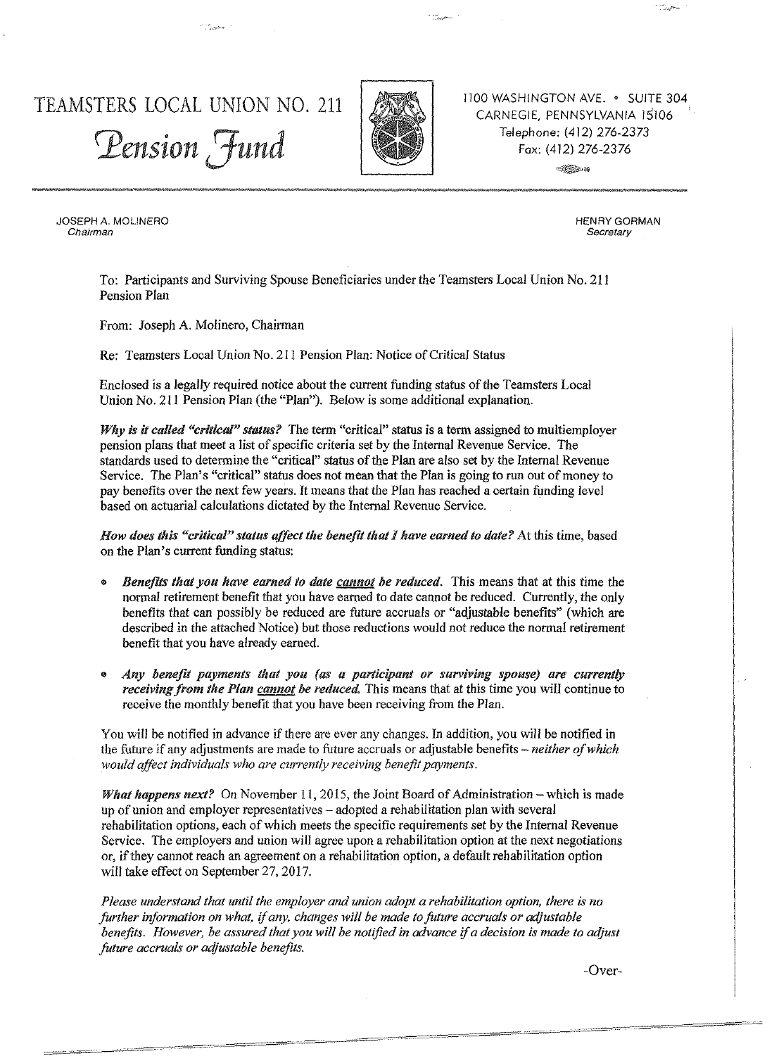# TEAMSTERS LOCAL UNION NO. 211

# *Pension Fund*

1100 WASHINGTON AVE. • SUITE 304
CARNEGIE, PENNSYLVANIA 15106
Telephone: (412) 276-2373
Fax: (412) 276-2376

JOSEPH A. MOLINERO
*Chairman*

HENRY GORMAN
*Secretary*

To: Participants and Surviving Spouse Beneficiaries under the Teamsters Local Union No. 211 Pension Plan

From: Joseph A. Molinero, Chairman

Re: Teamsters Local Union No. 211 Pension Plan: Notice of Critical Status

Enclosed is a legally required notice about the current funding status of the Teamsters Local Union No. 211 Pension Plan (the "Plan"). Below is some additional explanation.

***Why is it called "critical" status?*** The term "critical" status is a term assigned to multiemployer pension plans that meet a list of specific criteria set by the Internal Revenue Service. The standards used to determine the "critical" status of the Plan are also set by the Internal Revenue Service. The Plan's "critical" status does not mean that the Plan is going to run out of money to pay benefits over the next few years. It means that the Plan has reached a certain funding level based on actuarial calculations dictated by the Internal Revenue Service.

***How does this "critical" status affect the benefit that I have earned to date?*** At this time, based on the Plan's current funding status:

- ***Benefits that you have earned to date <u>cannot</u> be reduced.*** This means that at this time the normal retirement benefit that you have earned to date cannot be reduced. Currently, the only benefits that can possibly be reduced are future accruals or "adjustable benefits" (which are described in the attached Notice) but those reductions would not reduce the normal retirement benefit that you have already earned.

- ***Any benefit payments that you (as a participant or surviving spouse) are currently receiving from the Plan <u>cannot</u> be reduced.*** This means that at this time you will continue to receive the monthly benefit that you have been receiving from the Plan.

You will be notified in advance if there are ever any changes. In addition, you will be notified in the future if any adjustments are made to future accruals or adjustable benefits – *neither of which would affect individuals who are currently receiving benefit payments.*

***What happens next?*** On November 11, 2015, the Joint Board of Administration – which is made up of union and employer representatives – adopted a rehabilitation plan with several rehabilitation options, each of which meets the specific requirements set by the Internal Revenue Service. The employers and union will agree upon a rehabilitation option at the next negotiations or, if they cannot reach an agreement on a rehabilitation option, a default rehabilitation option will take effect on September 27, 2017.

*Please understand that until the employer and union adopt a rehabilitation option, there is no further information on what, if any, changes will be made to future accruals or adjustable benefits. However, be assured that you will be notified in advance if a decision is made to adjust future accruals or adjustable benefits.*

-Over-